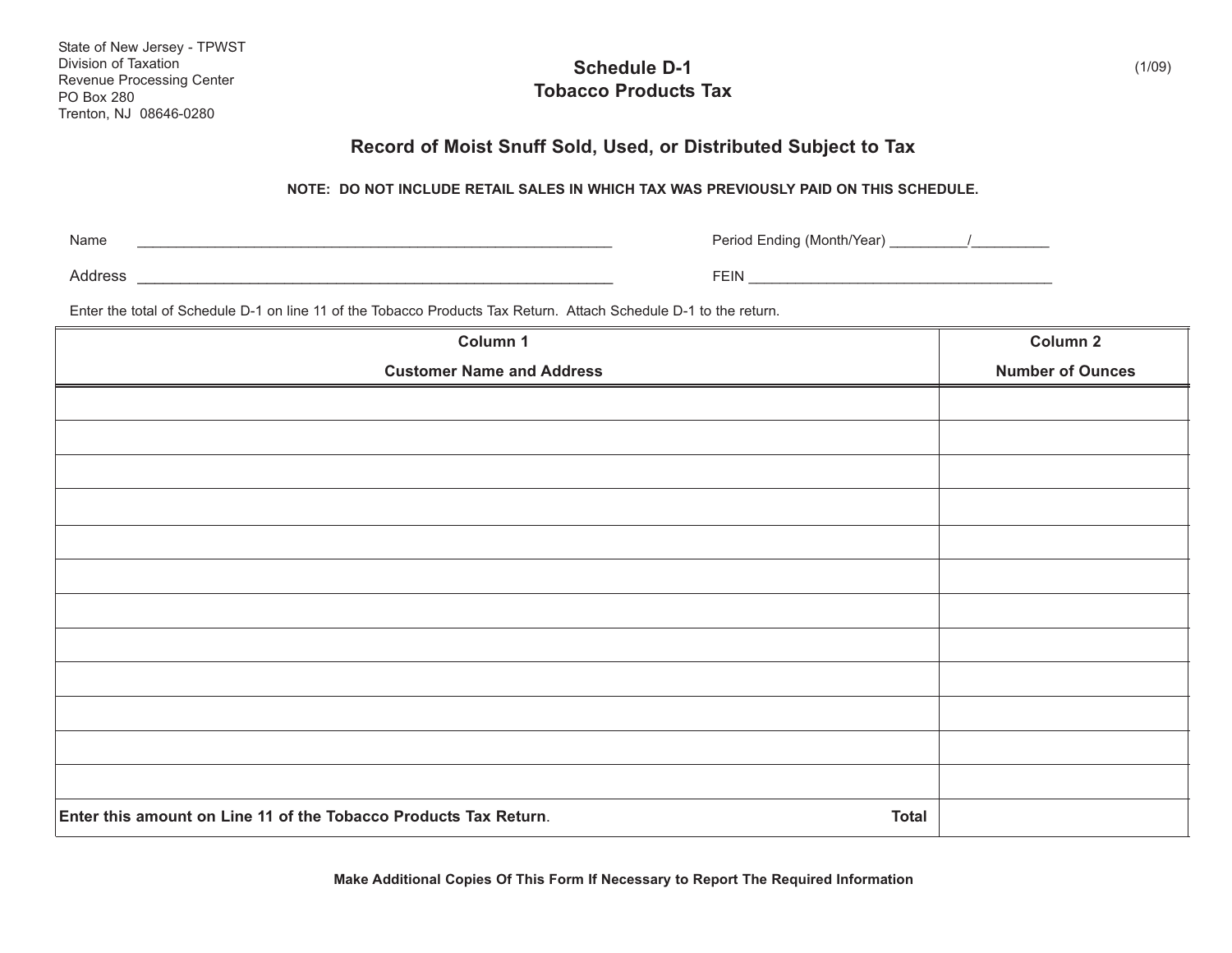State of New Jersey - TPWST
Division of Taxation
Revenue Processing Center
PO Box 280
Trenton, NJ 08646-0280

(1/09)

# Schedule D-1
# Tobacco Products Tax

## Record of Moist Snuff Sold, Used, or Distributed Subject to Tax

**NOTE: DO NOT INCLUDE RETAIL SALES IN WHICH TAX WAS PREVIOUSLY PAID ON THIS SCHEDULE.**

Name ____________________________________________________________

Period Ending (Month/Year) __________/__________

Address __________________________________________________________

FEIN ______________________________________

Enter the total of Schedule D-1 on line 11 of the Tobacco Products Tax Return. Attach Schedule D-1 to the return.

| Column 1<br>Customer Name and Address | Column 2<br>Number of Ounces |
|---|---|
| | |
| | |
| | |
| | |
| | |
| | |
| | |
| | |
| | |
| | |
| | |
| | |
| **Enter this amount on Line 11 of the Tobacco Products Tax Return.** **Total** | |

**Make Additional Copies Of This Form If Necessary to Report The Required Information**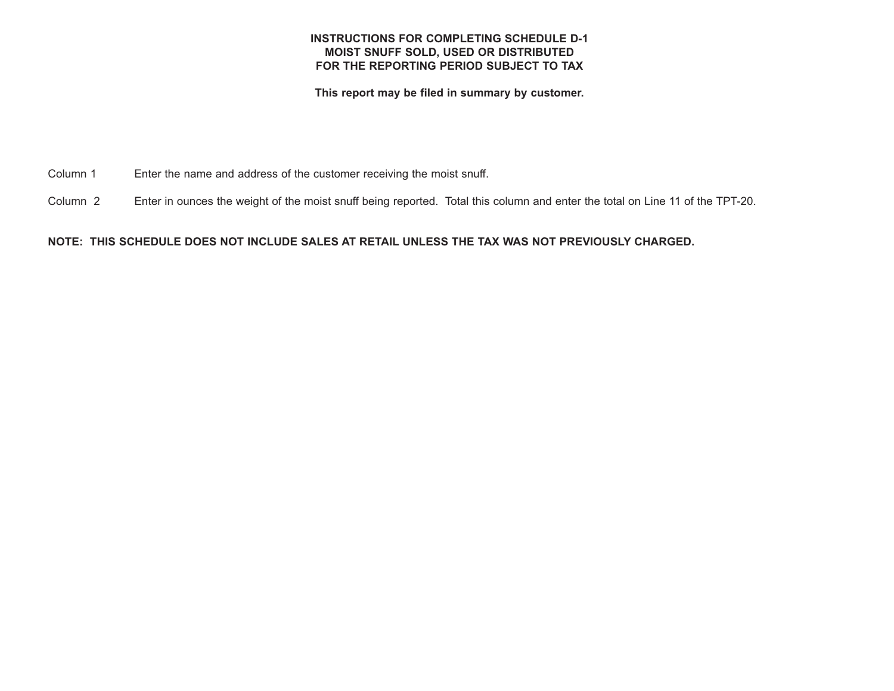# INSTRUCTIONS FOR COMPLETING SCHEDULE D-1
# MOIST SNUFF SOLD, USED OR DISTRIBUTED
# FOR THE REPORTING PERIOD SUBJECT TO TAX

**This report may be filed in summary by customer.**

| | |
|---|---|
| Column 1 | Enter the name and address of the customer receiving the moist snuff. |
| Column 2 | Enter in ounces the weight of the moist snuff being reported. Total this column and enter the total on Line 11 of the TPT-20. |

**NOTE: THIS SCHEDULE DOES NOT INCLUDE SALES AT RETAIL UNLESS THE TAX WAS NOT PREVIOUSLY CHARGED.**